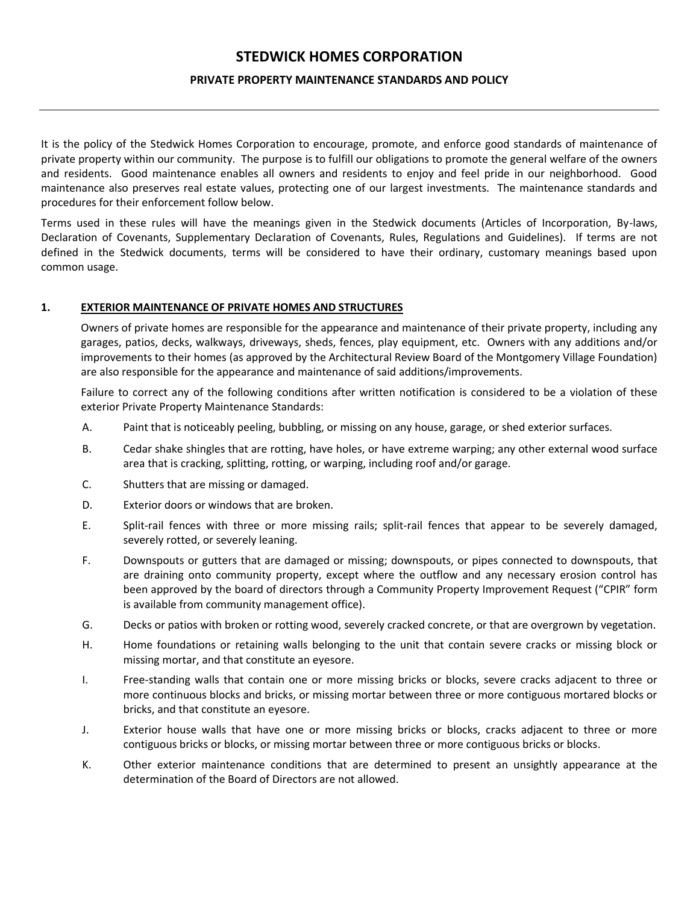# STEDWICK HOMES CORPORATION

## PRIVATE PROPERTY MAINTENANCE STANDARDS AND POLICY

---

It is the policy of the Stedwick Homes Corporation to encourage, promote, and enforce good standards of maintenance of private property within our community. The purpose is to fulfill our obligations to promote the general welfare of the owners and residents. Good maintenance enables all owners and residents to enjoy and feel pride in our neighborhood. Good maintenance also preserves real estate values, protecting one of our largest investments. The maintenance standards and procedures for their enforcement follow below.

Terms used in these rules will have the meanings given in the Stedwick documents (Articles of Incorporation, By-laws, Declaration of Covenants, Supplementary Declaration of Covenants, Rules, Regulations and Guidelines). If terms are not defined in the Stedwick documents, terms will be considered to have their ordinary, customary meanings based upon common usage.

### 1. EXTERIOR MAINTENANCE OF PRIVATE HOMES AND STRUCTURES

Owners of private homes are responsible for the appearance and maintenance of their private property, including any garages, patios, decks, walkways, driveways, sheds, fences, play equipment, etc. Owners with any additions and/or improvements to their homes (as approved by the Architectural Review Board of the Montgomery Village Foundation) are also responsible for the appearance and maintenance of said additions/improvements.

Failure to correct any of the following conditions after written notification is considered to be a violation of these exterior Private Property Maintenance Standards:

A. Paint that is noticeably peeling, bubbling, or missing on any house, garage, or shed exterior surfaces.

B. Cedar shake shingles that are rotting, have holes, or have extreme warping; any other external wood surface area that is cracking, splitting, rotting, or warping, including roof and/or garage.

C. Shutters that are missing or damaged.

D. Exterior doors or windows that are broken.

E. Split-rail fences with three or more missing rails; split-rail fences that appear to be severely damaged, severely rotted, or severely leaning.

F. Downspouts or gutters that are damaged or missing; downspouts, or pipes connected to downspouts, that are draining onto community property, except where the outflow and any necessary erosion control has been approved by the board of directors through a Community Property Improvement Request ("CPIR" form is available from community management office).

G. Decks or patios with broken or rotting wood, severely cracked concrete, or that are overgrown by vegetation.

H. Home foundations or retaining walls belonging to the unit that contain severe cracks or missing block or missing mortar, and that constitute an eyesore.

I. Free-standing walls that contain one or more missing bricks or blocks, severe cracks adjacent to three or more continuous blocks and bricks, or missing mortar between three or more contiguous mortared blocks or bricks, and that constitute an eyesore.

J. Exterior house walls that have one or more missing bricks or blocks, cracks adjacent to three or more contiguous bricks or blocks, or missing mortar between three or more contiguous bricks or blocks.

K. Other exterior maintenance conditions that are determined to present an unsightly appearance at the determination of the Board of Directors are not allowed.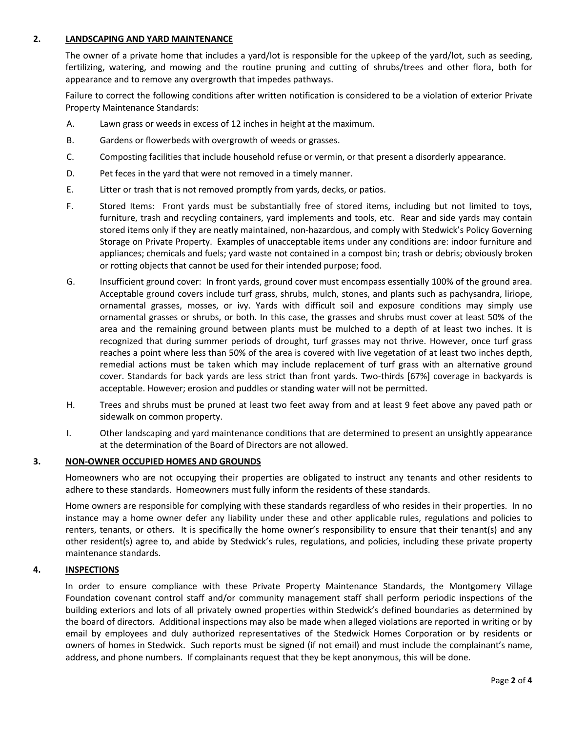## 2. LANDSCAPING AND YARD MAINTENANCE

The owner of a private home that includes a yard/lot is responsible for the upkeep of the yard/lot, such as seeding, fertilizing, watering, and mowing and the routine pruning and cutting of shrubs/trees and other flora, both for appearance and to remove any overgrowth that impedes pathways.

Failure to correct the following conditions after written notification is considered to be a violation of exterior Private Property Maintenance Standards:

A. Lawn grass or weeds in excess of 12 inches in height at the maximum.

B. Gardens or flowerbeds with overgrowth of weeds or grasses.

C. Composting facilities that include household refuse or vermin, or that present a disorderly appearance.

D. Pet feces in the yard that were not removed in a timely manner.

E. Litter or trash that is not removed promptly from yards, decks, or patios.

F. Stored Items: Front yards must be substantially free of stored items, including but not limited to toys, furniture, trash and recycling containers, yard implements and tools, etc. Rear and side yards may contain stored items only if they are neatly maintained, non-hazardous, and comply with Stedwick's Policy Governing Storage on Private Property. Examples of unacceptable items under any conditions are: indoor furniture and appliances; chemicals and fuels; yard waste not contained in a compost bin; trash or debris; obviously broken or rotting objects that cannot be used for their intended purpose; food.

G. Insufficient ground cover: In front yards, ground cover must encompass essentially 100% of the ground area. Acceptable ground covers include turf grass, shrubs, mulch, stones, and plants such as pachysandra, liriope, ornamental grasses, mosses, or ivy. Yards with difficult soil and exposure conditions may simply use ornamental grasses or shrubs, or both. In this case, the grasses and shrubs must cover at least 50% of the area and the remaining ground between plants must be mulched to a depth of at least two inches. It is recognized that during summer periods of drought, turf grasses may not thrive. However, once turf grass reaches a point where less than 50% of the area is covered with live vegetation of at least two inches depth, remedial actions must be taken which may include replacement of turf grass with an alternative ground cover. Standards for back yards are less strict than front yards. Two-thirds [67%] coverage in backyards is acceptable. However; erosion and puddles or standing water will not be permitted.

H. Trees and shrubs must be pruned at least two feet away from and at least 9 feet above any paved path or sidewalk on common property.

I. Other landscaping and yard maintenance conditions that are determined to present an unsightly appearance at the determination of the Board of Directors are not allowed.

## 3. NON-OWNER OCCUPIED HOMES AND GROUNDS

Homeowners who are not occupying their properties are obligated to instruct any tenants and other residents to adhere to these standards. Homeowners must fully inform the residents of these standards.

Home owners are responsible for complying with these standards regardless of who resides in their properties. In no instance may a home owner defer any liability under these and other applicable rules, regulations and policies to renters, tenants, or others. It is specifically the home owner's responsibility to ensure that their tenant(s) and any other resident(s) agree to, and abide by Stedwick's rules, regulations, and policies, including these private property maintenance standards.

## 4. INSPECTIONS

In order to ensure compliance with these Private Property Maintenance Standards, the Montgomery Village Foundation covenant control staff and/or community management staff shall perform periodic inspections of the building exteriors and lots of all privately owned properties within Stedwick's defined boundaries as determined by the board of directors. Additional inspections may also be made when alleged violations are reported in writing or by email by employees and duly authorized representatives of the Stedwick Homes Corporation or by residents or owners of homes in Stedwick. Such reports must be signed (if not email) and must include the complainant's name, address, and phone numbers. If complainants request that they be kept anonymous, this will be done.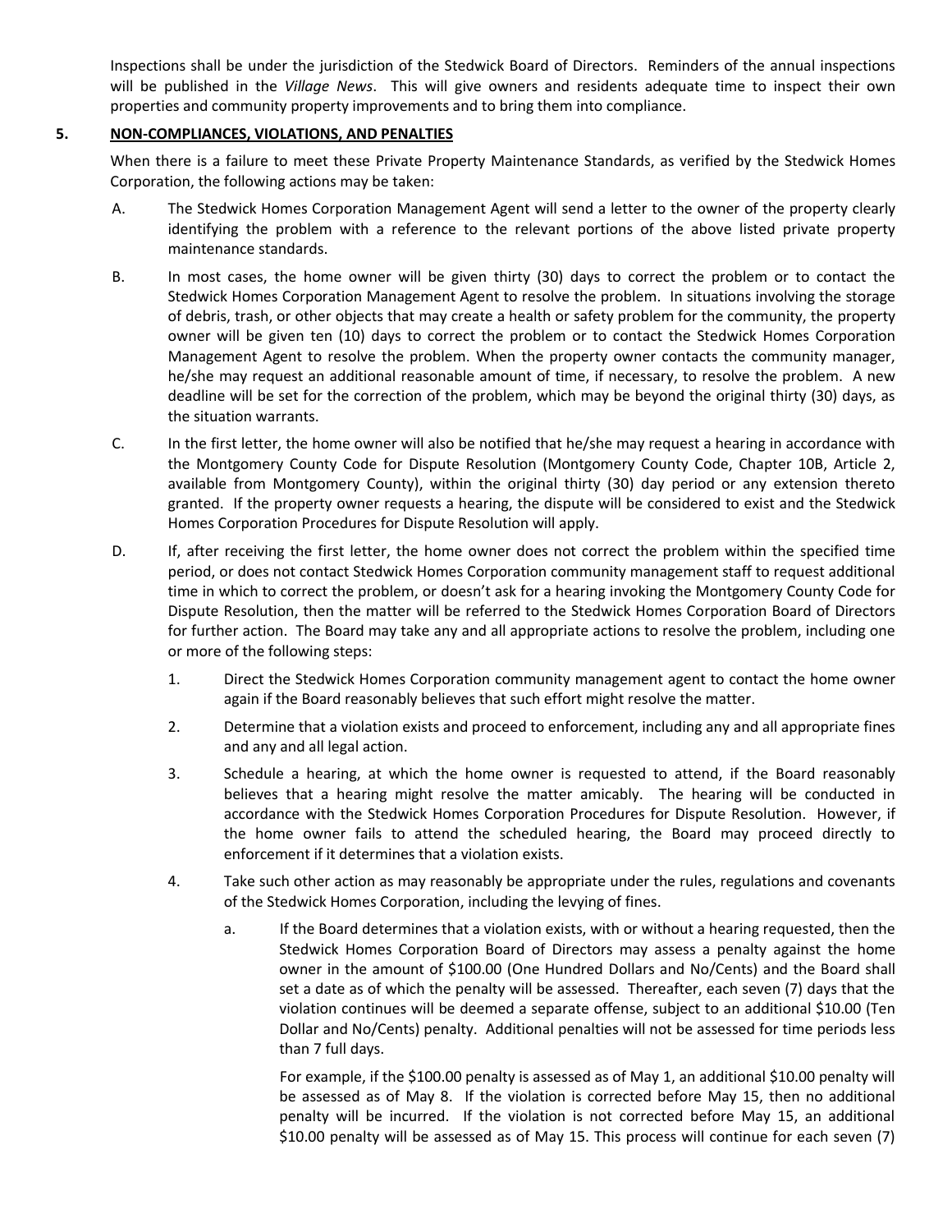Inspections shall be under the jurisdiction of the Stedwick Board of Directors. Reminders of the annual inspections will be published in the *Village News*. This will give owners and residents adequate time to inspect their own properties and community property improvements and to bring them into compliance.

## 5. NON-COMPLIANCES, VIOLATIONS, AND PENALTIES

When there is a failure to meet these Private Property Maintenance Standards, as verified by the Stedwick Homes Corporation, the following actions may be taken:

A. The Stedwick Homes Corporation Management Agent will send a letter to the owner of the property clearly identifying the problem with a reference to the relevant portions of the above listed private property maintenance standards.

B. In most cases, the home owner will be given thirty (30) days to correct the problem or to contact the Stedwick Homes Corporation Management Agent to resolve the problem. In situations involving the storage of debris, trash, or other objects that may create a health or safety problem for the community, the property owner will be given ten (10) days to correct the problem or to contact the Stedwick Homes Corporation Management Agent to resolve the problem. When the property owner contacts the community manager, he/she may request an additional reasonable amount of time, if necessary, to resolve the problem. A new deadline will be set for the correction of the problem, which may be beyond the original thirty (30) days, as the situation warrants.

C. In the first letter, the home owner will also be notified that he/she may request a hearing in accordance with the Montgomery County Code for Dispute Resolution (Montgomery County Code, Chapter 10B, Article 2, available from Montgomery County), within the original thirty (30) day period or any extension thereto granted. If the property owner requests a hearing, the dispute will be considered to exist and the Stedwick Homes Corporation Procedures for Dispute Resolution will apply.

D. If, after receiving the first letter, the home owner does not correct the problem within the specified time period, or does not contact Stedwick Homes Corporation community management staff to request additional time in which to correct the problem, or doesn't ask for a hearing invoking the Montgomery County Code for Dispute Resolution, then the matter will be referred to the Stedwick Homes Corporation Board of Directors for further action. The Board may take any and all appropriate actions to resolve the problem, including one or more of the following steps:

1. Direct the Stedwick Homes Corporation community management agent to contact the home owner again if the Board reasonably believes that such effort might resolve the matter.

2. Determine that a violation exists and proceed to enforcement, including any and all appropriate fines and any and all legal action.

3. Schedule a hearing, at which the home owner is requested to attend, if the Board reasonably believes that a hearing might resolve the matter amicably. The hearing will be conducted in accordance with the Stedwick Homes Corporation Procedures for Dispute Resolution. However, if the home owner fails to attend the scheduled hearing, the Board may proceed directly to enforcement if it determines that a violation exists.

4. Take such other action as may reasonably be appropriate under the rules, regulations and covenants of the Stedwick Homes Corporation, including the levying of fines.

   a. If the Board determines that a violation exists, with or without a hearing requested, then the Stedwick Homes Corporation Board of Directors may assess a penalty against the home owner in the amount of $100.00 (One Hundred Dollars and No/Cents) and the Board shall set a date as of which the penalty will be assessed. Thereafter, each seven (7) days that the violation continues will be deemed a separate offense, subject to an additional $10.00 (Ten Dollar and No/Cents) penalty. Additional penalties will not be assessed for time periods less than 7 full days.

   For example, if the $100.00 penalty is assessed as of May 1, an additional $10.00 penalty will be assessed as of May 8. If the violation is corrected before May 15, then no additional penalty will be incurred. If the violation is not corrected before May 15, an additional $10.00 penalty will be assessed as of May 15. This process will continue for each seven (7)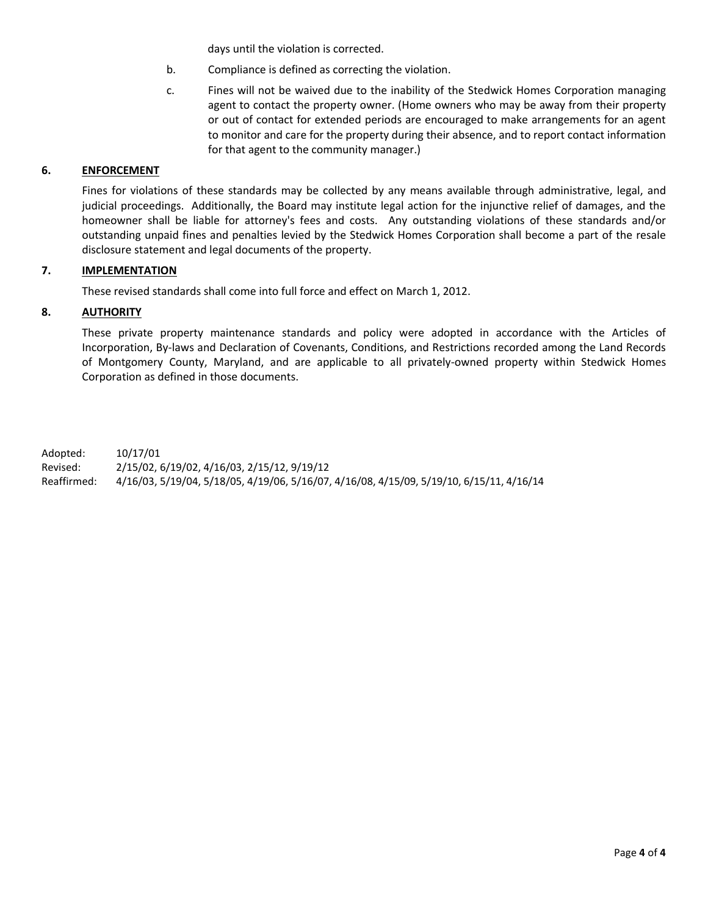days until the violation is corrected.

b. Compliance is defined as correcting the violation.

c. Fines will not be waived due to the inability of the Stedwick Homes Corporation managing agent to contact the property owner. (Home owners who may be away from their property or out of contact for extended periods are encouraged to make arrangements for an agent to monitor and care for the property during their absence, and to report contact information for that agent to the community manager.)

## 6. ENFORCEMENT

Fines for violations of these standards may be collected by any means available through administrative, legal, and judicial proceedings. Additionally, the Board may institute legal action for the injunctive relief of damages, and the homeowner shall be liable for attorney's fees and costs. Any outstanding violations of these standards and/or outstanding unpaid fines and penalties levied by the Stedwick Homes Corporation shall become a part of the resale disclosure statement and legal documents of the property.

## 7. IMPLEMENTATION

These revised standards shall come into full force and effect on March 1, 2012.

## 8. AUTHORITY

These private property maintenance standards and policy were adopted in accordance with the Articles of Incorporation, By-laws and Declaration of Covenants, Conditions, and Restrictions recorded among the Land Records of Montgomery County, Maryland, and are applicable to all privately-owned property within Stedwick Homes Corporation as defined in those documents.

| | |
|---|---|
| Adopted: | 10/17/01 |
| Revised: | 2/15/02, 6/19/02, 4/16/03, 2/15/12, 9/19/12 |
| Reaffirmed: | 4/16/03, 5/19/04, 5/18/05, 4/19/06, 5/16/07, 4/16/08, 4/15/09, 5/19/10, 6/15/11, 4/16/14 |